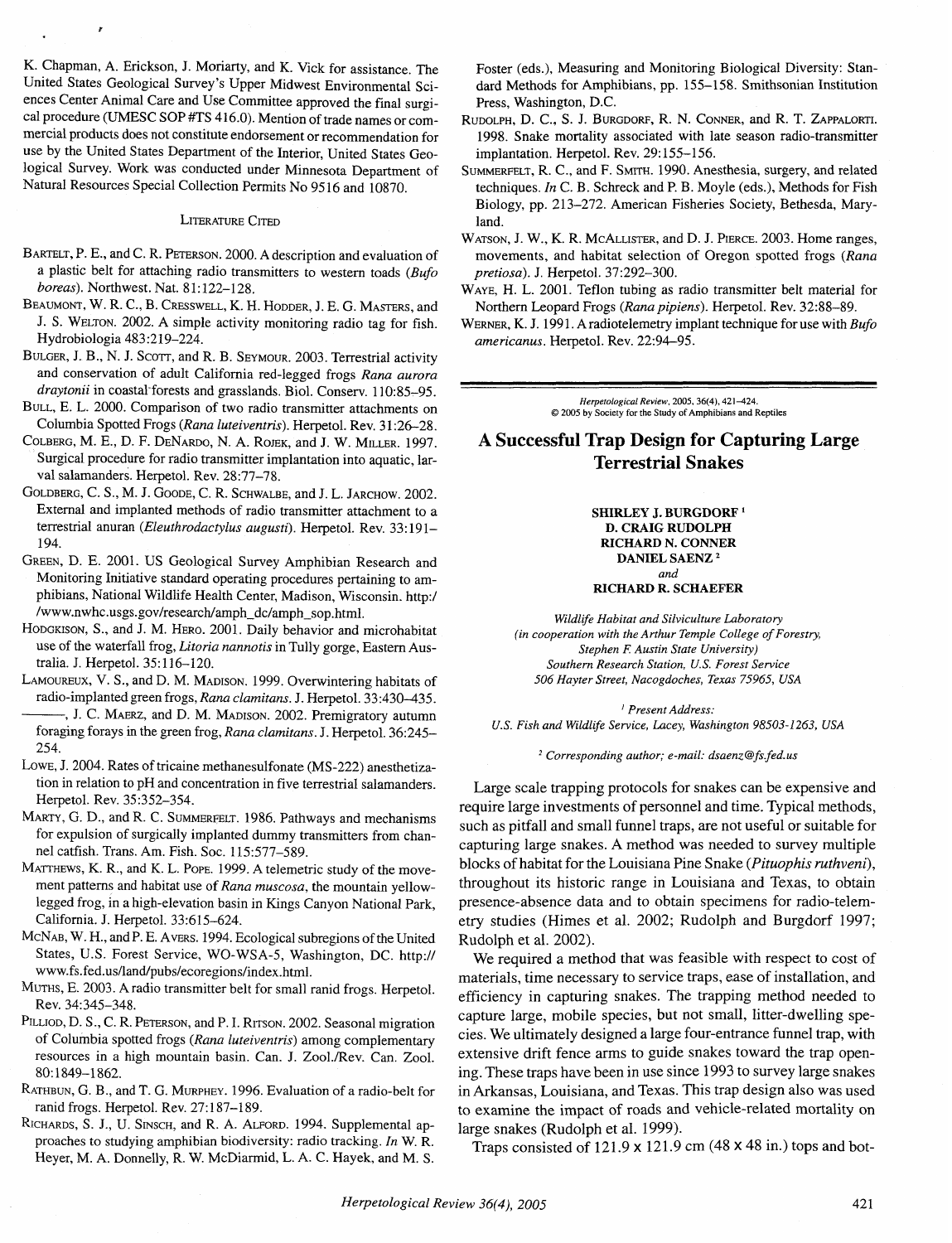K. Chapman, A. Erickson, J. Moriarty, and K. Vick for assistance. The United States Geological Survey's Upper Midwest Environmental Sciences Center Animal Care and Use Committee approved the final surgical procedure (UMESC SOP #TS 416.0). Mention of trade names or commercial products does not constitute endorsement or recommendation for use by the United States Department of the Interior, United States Geological Survey. Work was conducted under Minnesota Department of Natural Resources Special Collection Permits No 9516 and 10870.

### Literature Cited

Bartelt, P. E., and C. R. Peterson. 2000. A description and evaluation of a plastic belt for attaching radio transmitters to western toads (*Bufo boreas*). Northwest. Nat. 81:122–128.

Beaumont, W. R. C., B. Cresswell, K. H. Hodder, J. E. G. Masters, and J. S. Welton. 2002. A simple activity monitoring radio tag for fish. Hydrobiologia 483:219–224.

Bulger, J. B., N. J. Scott, and R. B. Seymour. 2003. Terrestrial activity and conservation of adult California red-legged frogs *Rana aurora draytonii* in coastal forests and grasslands. Biol. Conserv. 110:85–95.

Bull, E. L. 2000. Comparison of two radio transmitter attachments on Columbia Spotted Frogs (*Rana luteiventris*). Herpetol. Rev. 31:26–28.

Colberg, M. E., D. F. DeNardo, N. A. Rojek, and J. W. Miller. 1997. Surgical procedure for radio transmitter implantation into aquatic, larval salamanders. Herpetol. Rev. 28:77–78.

Goldberg, C. S., M. J. Goode, C. R. Schwalbe, and J. L. Jarchow. 2002. External and implanted methods of radio transmitter attachment to a terrestrial anuran (*Eleuthrodactylus augusti*). Herpetol. Rev. 33:191–194.

Green, D. E. 2001. US Geological Survey Amphibian Research and Monitoring Initiative standard operating procedures pertaining to amphibians, National Wildlife Health Center, Madison, Wisconsin. http://www.nwhc.usgs.gov/research/amph_dc/amph_sop.html.

Hodgkison, S., and J. M. Hero. 2001. Daily behavior and microhabitat use of the waterfall frog, *Litoria nannotis* in Tully gorge, Eastern Australia. J. Herpetol. 35:116–120.

Lamoureux, V. S., and D. M. Madison. 1999. Overwintering habitats of radio-implanted green frogs, *Rana clamitans*. J. Herpetol. 33:430–435.

———, J. C. Maerz, and D. M. Madison. 2002. Premigratory autumn foraging forays in the green frog, *Rana clamitans*. J. Herpetol. 36:245–254.

Lowe, J. 2004. Rates of tricaine methanesulfonate (MS-222) anesthetization in relation to pH and concentration in five terrestrial salamanders. Herpetol. Rev. 35:352–354.

Marty, G. D., and R. C. Summerfelt. 1986. Pathways and mechanisms for expulsion of surgically implanted dummy transmitters from channel catfish. Trans. Am. Fish. Soc. 115:577–589.

Matthews, K. R., and K. L. Pope. 1999. A telemetric study of the movement patterns and habitat use of *Rana muscosa*, the mountain yellow-legged frog, in a high-elevation basin in Kings Canyon National Park, California. J. Herpetol. 33:615–624.

McNab, W. H., and P. E. Avers. 1994. Ecological subregions of the United States, U.S. Forest Service, WO-WSA-5, Washington, DC. http://www.fs.fed.us/land/pubs/ecoregions/index.html.

Muths, E. 2003. A radio transmitter belt for small ranid frogs. Herpetol. Rev. 34:345–348.

Pilliod, D. S., C. R. Peterson, and P. I. Ritson. 2002. Seasonal migration of Columbia spotted frogs (*Rana luteiventris*) among complementary resources in a high mountain basin. Can. J. Zool./Rev. Can. Zool. 80:1849–1862.

Rathbun, G. B., and T. G. Murphey. 1996. Evaluation of a radio-belt for ranid frogs. Herpetol. Rev. 27:187–189.

Richards, S. J., U. Sinsch, and R. A. Alford. 1994. Supplemental approaches to studying amphibian biodiversity: radio tracking. *In* W. R. Heyer, M. A. Donnelly, R. W. McDiarmid, L. A. C. Hayek, and M. S. Foster (eds.), Measuring and Monitoring Biological Diversity: Standard Methods for Amphibians, pp. 155–158. Smithsonian Institution Press, Washington, D.C.

Rudolph, D. C., S. J. Burgdorf, R. N. Conner, and R. T. Zappalorti. 1998. Snake mortality associated with late season radio-transmitter implantation. Herpetol. Rev. 29:155–156.

Summerfelt, R. C., and F. Smith. 1990. Anesthesia, surgery, and related techniques. *In* C. B. Schreck and P. B. Moyle (eds.), Methods for Fish Biology, pp. 213–272. American Fisheries Society, Bethesda, Maryland.

Watson, J. W., K. R. McAllister, and D. J. Pierce. 2003. Home ranges, movements, and habitat selection of Oregon spotted frogs (*Rana pretiosa*). J. Herpetol. 37:292–300.

Waye, H. L. 2001. Teflon tubing as radio transmitter belt material for Northern Leopard Frogs (*Rana pipiens*). Herpetol. Rev. 32:88–89.

Werner, K. J. 1991. A radiotelemetry implant technique for use with *Bufo americanus*. Herpetol. Rev. 22:94–95.

---

*Herpetological Review*, 2005, 36(4), 421–424.
© 2005 by Society for the Study of Amphibians and Reptiles

# A Successful Trap Design for Capturing Large Terrestrial Snakes

**SHIRLEY J. BURGDORF [1]**
**D. CRAIG RUDOLPH**
**RICHARD N. CONNER**
**DANIEL SAENZ [2]**
*and*
**RICHARD R. SCHAEFER**

*Wildlife Habitat and Silviculture Laboratory*
*(in cooperation with the Arthur Temple College of Forestry, Stephen F. Austin State University)*
*Southern Research Station, U.S. Forest Service*
*506 Hayter Street, Nacogdoches, Texas 75965, USA*

[1] *Present Address: U.S. Fish and Wildlife Service, Lacey, Washington 98503-1263, USA*

[2] *Corresponding author; e-mail: dsaenz@fs.fed.us*

Large scale trapping protocols for snakes can be expensive and require large investments of personnel and time. Typical methods, such as pitfall and small funnel traps, are not useful or suitable for capturing large snakes. A method was needed to survey multiple blocks of habitat for the Louisiana Pine Snake (*Pituophis ruthveni*), throughout its historic range in Louisiana and Texas, to obtain presence-absence data and to obtain specimens for radio-telemetry studies (Himes et al. 2002; Rudolph and Burgdorf 1997; Rudolph et al. 2002).

We required a method that was feasible with respect to cost of materials, time necessary to service traps, ease of installation, and efficiency in capturing snakes. The trapping method needed to capture large, mobile species, but not small, litter-dwelling species. We ultimately designed a large four-entrance funnel trap, with extensive drift fence arms to guide snakes toward the trap opening. These traps have been in use since 1993 to survey large snakes in Arkansas, Louisiana, and Texas. This trap design also was used to examine the impact of roads and vehicle-related mortality on large snakes (Rudolph et al. 1999).

Traps consisted of 121.9 x 121.9 cm (48 x 48 in.) tops and bot-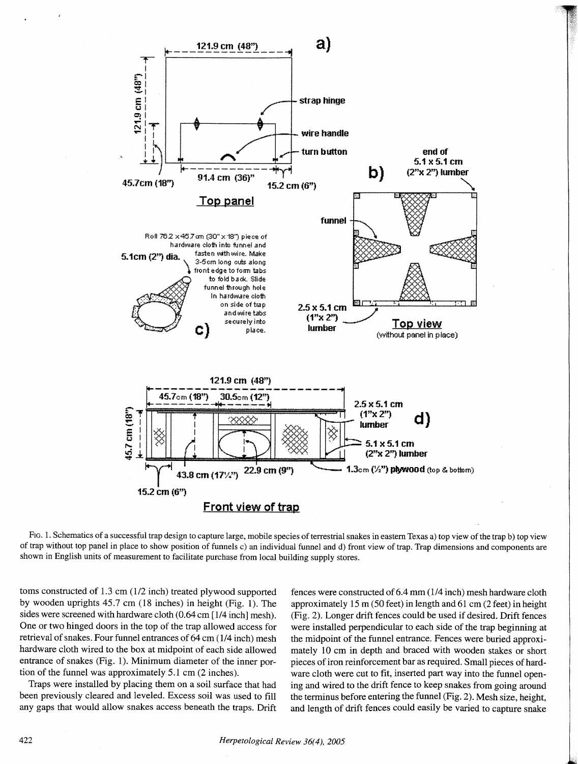FIG. 1. Schematics of a successful trap design to capture large, mobile species of terrestrial snakes in eastern Texas a) top view of the trap b) top view of trap without top panel in place to show position of funnels c) an individual funnel and d) front view of trap. Trap dimensions and components are shown in English units of measurement to facilitate purchase from local building supply stores.

toms constructed of 1.3 cm (1/2 inch) treated plywood supported by wooden uprights 45.7 cm (18 inches) in height (Fig. 1). The sides were screened with hardware cloth (0.64 cm [1/4 inch] mesh). One or two hinged doors in the top of the trap allowed access for retrieval of snakes. Four funnel entrances of 64 cm (1/4 inch) mesh hardware cloth wired to the box at midpoint of each side allowed entrance of snakes (Fig. 1). Minimum diameter of the inner portion of the funnel was approximately 5.1 cm (2 inches).

Traps were installed by placing them on a soil surface that had been previously cleared and leveled. Excess soil was used to fill any gaps that would allow snakes access beneath the traps. Drift fences were constructed of 6.4 mm (1/4 inch) mesh hardware cloth approximately 15 m (50 feet) in length and 61 cm (2 feet) in height (Fig. 2). Longer drift fences could be used if desired. Drift fences were installed perpendicular to each side of the trap beginning at the midpoint of the funnel entrance. Fences were buried approximately 10 cm in depth and braced with wooden stakes or short pieces of iron reinforcement bar as required. Small pieces of hardware cloth were cut to fit, inserted part way into the funnel opening and wired to the drift fence to keep snakes from going around the terminus before entering the funnel (Fig. 2). Mesh size, height, and length of drift fences could easily be varied to capture snake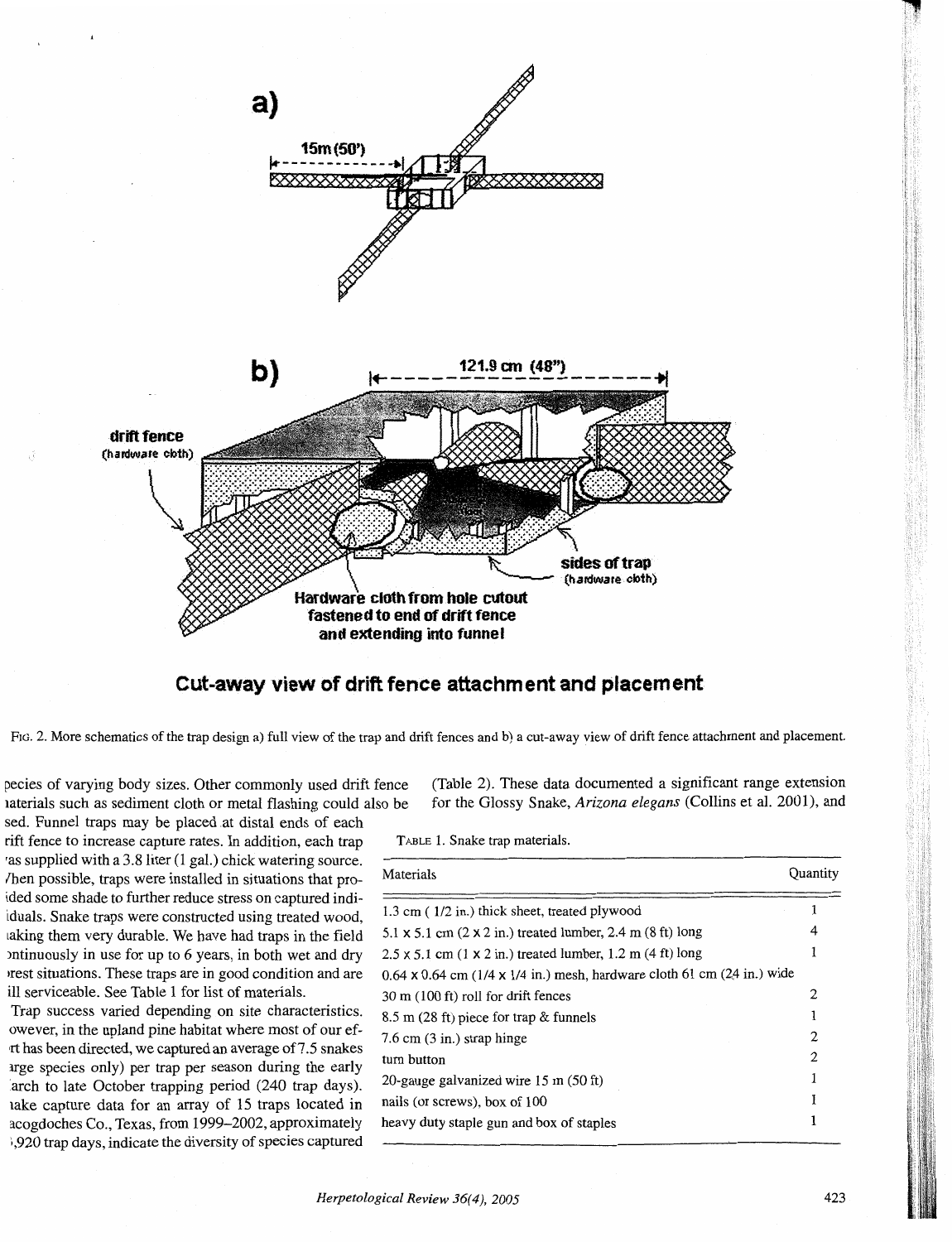a)

15m (50')

b)

121.9 cm (48")

drift fence (hardware cloth)

sides of trap (hardware cloth)

Hardware cloth from hole cutout fastened to end of drift fence and extending into funnel

**Cut-away view of drift fence attachment and placement**

FIG. 2. More schematics of the trap design a) full view of the trap and drift fences and b) a cut-away view of drift fence attachment and placement.

pecies of varying body sizes. Other commonly used drift fence iaterials such as sediment cloth or metal flashing could also be sed. Funnel traps may be placed at distal ends of each rift fence to increase capture rates. In addition, each trap 'as supplied with a 3.8 liter (1 gal.) chick watering source. /hen possible, traps were installed in situations that proided some shade to further reduce stress on captured indiiduals. Snake traps were constructed using treated wood, iaking them very durable. We have had traps in the field ontinuously in use for up to 6 years, in both wet and dry rest situations. These traps are in good condition and are ill serviceable. See Table 1 for list of materials.

Trap success varied depending on site characteristics. owever, in the upland pine habitat where most of our efrt has been directed, we captured an average of 7.5 snakes arge species only) per trap per season during the early arch to late October trapping period (240 trap days). nake capture data for an array of 15 traps located in acogdoches Co., Texas, from 1999–2002, approximately ,920 trap days, indicate the diversity of species captured (Table 2). These data documented a significant range extension for the Glossy Snake, *Arizona elegans* (Collins et al. 2001), and

TABLE 1. Snake trap materials.

| Materials | Quantity |
|---|---|
| 1.3 cm (1/2 in.) thick sheet, treated plywood | 1 |
| 5.1 x 5.1 cm (2 x 2 in.) treated lumber, 2.4 m (8 ft) long | 4 |
| 2.5 x 5.1 cm (1 x 2 in.) treated lumber, 1.2 m (4 ft) long | 1 |
| 0.64 x 0.64 cm (1/4 x 1/4 in.) mesh, hardware cloth 61 cm (24 in.) wide | |
| 30 m (100 ft) roll for drift fences | 2 |
| 8.5 m (28 ft) piece for trap & funnels | 1 |
| 7.6 cm (3 in.) strap hinge | 2 |
| turn button | 2 |
| 20-gauge galvanized wire 15 m (50 ft) | 1 |
| nails (or screws), box of 100 | 1 |
| heavy duty staple gun and box of staples | 1 |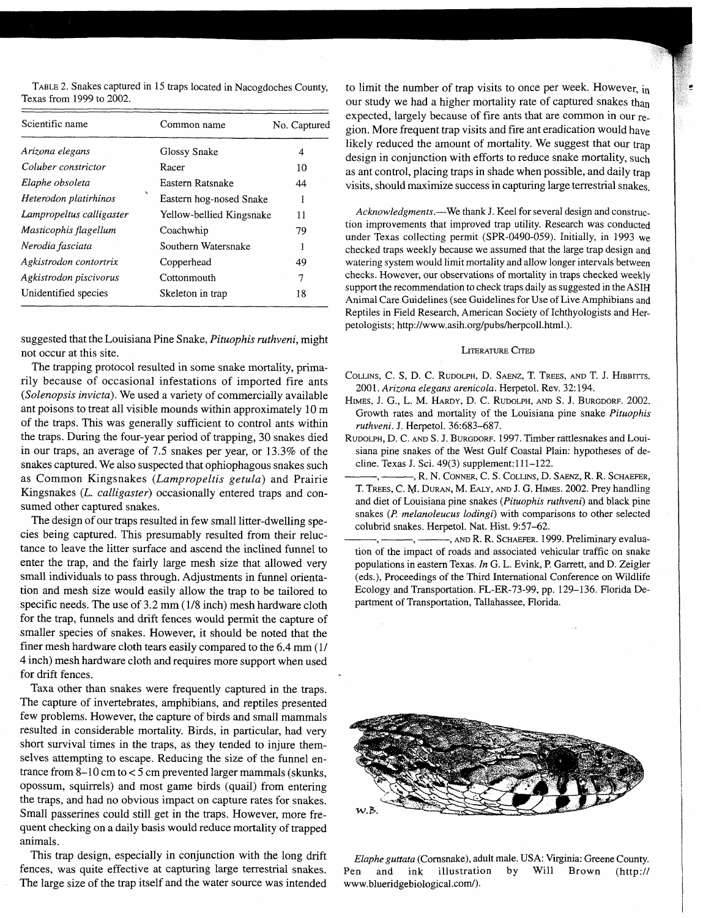TABLE 2. Snakes captured in 15 traps located in Nacogdoches County, Texas from 1999 to 2002.

| Scientific name | Common name | No. Captured |
|---|---|---|
| *Arizona elegans* | Glossy Snake | 4 |
| *Coluber constrictor* | Racer | 10 |
| *Elaphe obsoleta* | Eastern Ratsnake | 44 |
| *Heterodon platirhinos* | Eastern hog-nosed Snake | 1 |
| *Lampropeltus calligaster* | Yellow-bellied Kingsnake | 11 |
| *Masticophis flagellum* | Coachwhip | 79 |
| *Nerodia fasciata* | Southern Watersnake | 1 |
| *Agkistrodon contortrix* | Copperhead | 49 |
| *Agkistrodon piscivorus* | Cottonmouth | 7 |
| Unidentified species | Skeleton in trap | 18 |

suggested that the Louisiana Pine Snake, *Pituophis ruthveni*, might not occur at this site.

The trapping protocol resulted in some snake mortality, primarily because of occasional infestations of imported fire ants (*Solenopsis invicta*). We used a variety of commercially available ant poisons to treat all visible mounds within approximately 10 m of the traps. This was generally sufficient to control ants within the traps. During the four-year period of trapping, 30 snakes died in our traps, an average of 7.5 snakes per year, or 13.3% of the snakes captured. We also suspected that ophiophagous snakes such as Common Kingsnakes (*Lampropeltis getula*) and Prairie Kingsnakes (*L. calligaster*) occasionally entered traps and consumed other captured snakes.

The design of our traps resulted in few small litter-dwelling species being captured. This presumably resulted from their reluctance to leave the litter surface and ascend the inclined funnel to enter the trap, and the fairly large mesh size that allowed very small individuals to pass through. Adjustments in funnel orientation and mesh size would easily allow the trap to be tailored to specific needs. The use of 3.2 mm (1/8 inch) mesh hardware cloth for the trap, funnels and drift fences would permit the capture of smaller species of snakes. However, it should be noted that the finer mesh hardware cloth tears easily compared to the 6.4 mm (1/4 inch) mesh hardware cloth and requires more support when used for drift fences.

Taxa other than snakes were frequently captured in the traps. The capture of invertebrates, amphibians, and reptiles presented few problems. However, the capture of birds and small mammals resulted in considerable mortality. Birds, in particular, had very short survival times in the traps, as they tended to injure themselves attempting to escape. Reducing the size of the funnel entrance from 8–10 cm to < 5 cm prevented larger mammals (skunks, opossum, squirrels) and most game birds (quail) from entering the traps, and had no obvious impact on capture rates for snakes. Small passerines could still get in the traps. However, more frequent checking on a daily basis would reduce mortality of trapped animals.

This trap design, especially in conjunction with the long drift fences, was quite effective at capturing large terrestrial snakes. The large size of the trap itself and the water source was intended to limit the number of trap visits to once per week. However, in our study we had a higher mortality rate of captured snakes than expected, largely because of fire ants that are common in our region. More frequent trap visits and fire ant eradication would have likely reduced the amount of mortality. We suggest that our trap design in conjunction with efforts to reduce snake mortality, such as ant control, placing traps in shade when possible, and daily trap visits, should maximize success in capturing large terrestrial snakes.

*Acknowledgments*.—We thank J. Keel for several design and construction improvements that improved trap utility. Research was conducted under Texas collecting permit (SPR-0490-059). Initially, in 1993 we checked traps weekly because we assumed that the large trap design and watering system would limit mortality and allow longer intervals between checks. However, our observations of mortality in traps checked weekly support the recommendation to check traps daily as suggested in the ASIH Animal Care Guidelines (see Guidelines for Use of Live Amphibians and Reptiles in Field Research, American Society of Ichthyologists and Herpetologists; http://www.asih.org/pubs/herpcoll.html.).

## LITERATURE CITED

COLLINS, C. S, D. C. RUDOLPH, D. SAENZ, T. TREES, AND T. J. HIBBITTS. 2001. *Arizona elegans arenicola*. Herpetol. Rev. 32:194.

HIMES, J. G., L. M. HARDY, D. C. RUDOLPH, AND S. J. BURGDORF. 2002. Growth rates and mortality of the Louisiana pine snake *Pituophis ruthveni*. J. Herpetol. 36:683–687.

RUDOLPH, D. C. AND S. J. BURGDORF. 1997. Timber rattlesnakes and Louisiana pine snakes of the West Gulf Coastal Plain: hypotheses of decline. Texas J. Sci. 49(3) supplement:111–122.

———, ———, R. N. CONNER, C. S. COLLINS, D. SAENZ, R. R. SCHAEFER, T. TREES, C. M. DURAN, M. EALY, AND J. G. HIMES. 2002. Prey handling and diet of Louisiana pine snakes (*Pituophis ruthveni*) and black pine snakes (*P. melanoleucus lodingi*) with comparisons to other selected colubrid snakes. Herpetol. Nat. Hist. 9:57–62.

———, ———, ———, AND R. R. SCHAEFER. 1999. Preliminary evaluation of the impact of roads and associated vehicular traffic on snake populations in eastern Texas. *In* G. L. Evink, P. Garrett, and D. Zeigler (eds.), Proceedings of the Third International Conference on Wildlife Ecology and Transportation. FL-ER-73-99, pp. 129–136. Florida Department of Transportation, Tallahassee, Florida.

*Elaphe guttata* (Cornsnake), adult male. USA: Virginia: Greene County. Pen and ink illustration by Will Brown (http://www.blueridgebiological.com/).